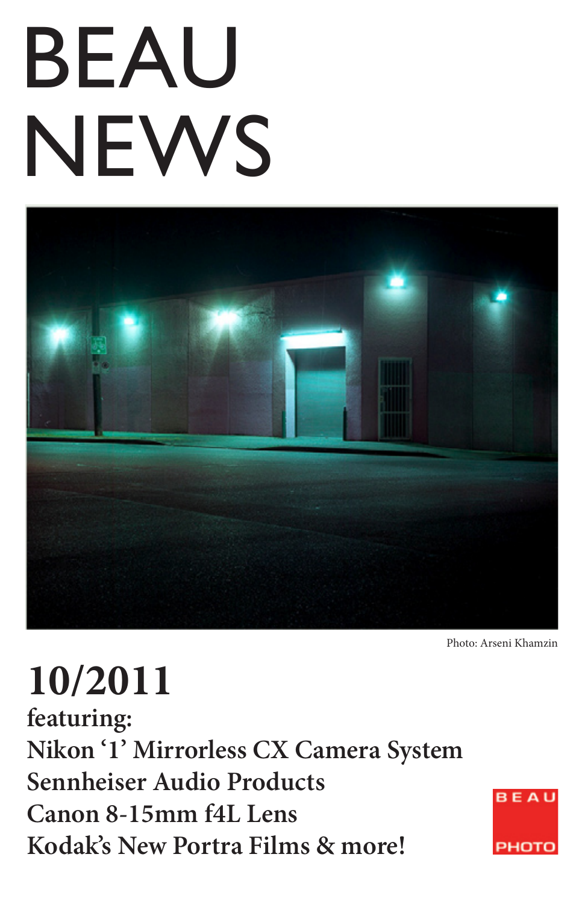# BEAU NEWS

Photo: Arseni Khamzin

## 10/2011

**featuring:**

**Nikon '1' Mirrorless CX Camera System**

**Sennheiser Audio Products**

**Canon 8-15mm f4L Lens**

**Kodak's New Portra Films & more!**

BEAU PHOTO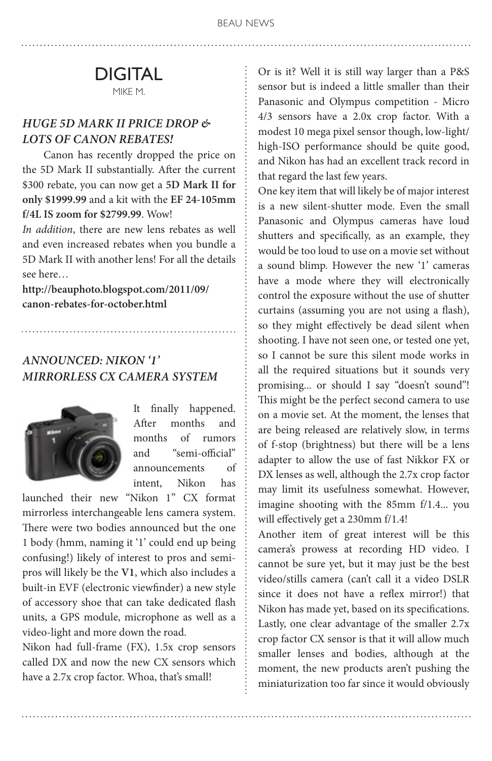# DIGITAL

MIKE M.

### *HUGE 5D MARK II PRICE DROP & LOTS OF CANON REBATES!*

Canon has recently dropped the price on the 5D Mark II substantially. After the current $300 rebate, you can now get a **5D Mark II for only $1999.99** and a kit with the **EF 24-105mm f/4L IS zoom for $2799.99**. Wow!

*In addition*, there are new lens rebates as well and even increased rebates when you bundle a 5D Mark II with another lens! For all the details see here…

**http://beauphoto.blogspot.com/2011/09/canon-rebates-for-october.html**

### *ANNOUNCED: NIKON '1' MIRRORLESS CX CAMERA SYSTEM*

It finally happened. After months and months of rumors and "semi-official" announcements of intent, Nikon has launched their new "Nikon 1" CX format mirrorless interchangeable lens camera system. There were two bodies announced but the one 1 body (hmm, naming it '1' could end up being confusing!) likely of interest to pros and semi-pros will likely be the **V1**, which also includes a built-in EVF (electronic viewfinder) a new style of accessory shoe that can take dedicated flash units, a GPS module, microphone as well as a video-light and more down the road.

Nikon had full-frame (FX), 1.5x crop sensors called DX and now the new CX sensors which have a 2.7x crop factor. Whoa, that's small! Or is it? Well it is still way larger than a P&S sensor but is indeed a little smaller than their Panasonic and Olympus competition - Micro 4/3 sensors have a 2.0x crop factor. With a modest 10 mega pixel sensor though, low-light/high-ISO performance should be quite good, and Nikon has had an excellent track record in that regard the last few years.

One key item that will likely be of major interest is a new silent-shutter mode. Even the small Panasonic and Olympus cameras have loud shutters and specifically, as an example, they would be too loud to use on a movie set without a sound blimp. However the new '1' cameras have a mode where they will electronically control the exposure without the use of shutter curtains (assuming you are not using a flash), so they might effectively be dead silent when shooting. I have not seen one, or tested one yet, so I cannot be sure this silent mode works in all the required situations but it sounds very promising... or should I say "doesn't sound"! This might be the perfect second camera to use on a movie set. At the moment, the lenses that are being released are relatively slow, in terms of f-stop (brightness) but there will be a lens adapter to allow the use of fast Nikkor FX or DX lenses as well, although the 2.7x crop factor may limit its usefulness somewhat. However, imagine shooting with the 85mm f/1.4... you will effectively get a 230mm f/1.4!

Another item of great interest will be this camera's prowess at recording HD video. I cannot be sure yet, but it may just be the best video/stills camera (can't call it a video DSLR since it does not have a reflex mirror!) that Nikon has made yet, based on its specifications. Lastly, one clear advantage of the smaller 2.7x crop factor CX sensor is that it will allow much smaller lenses and bodies, although at the moment, the new products aren't pushing the miniaturization too far since it would obviously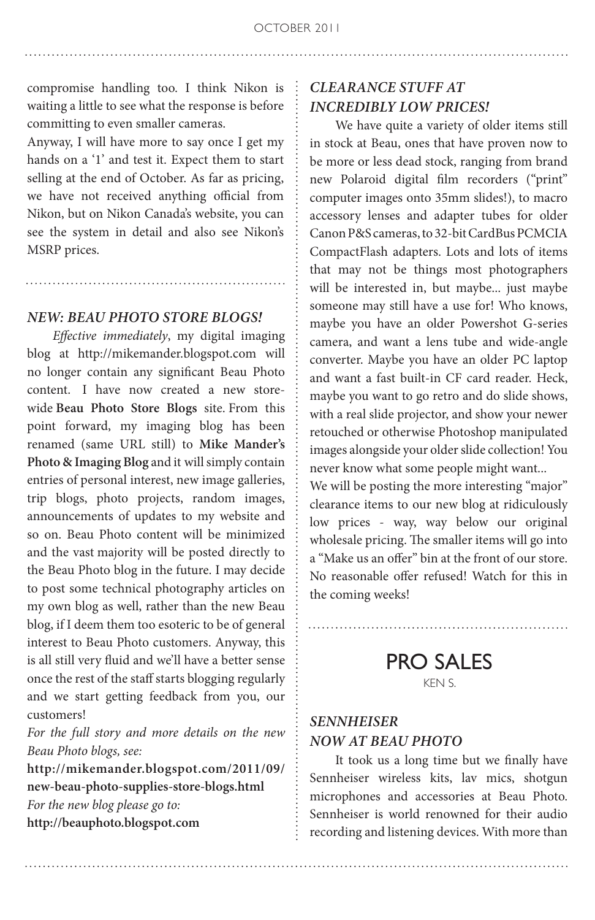compromise handling too. I think Nikon is waiting a little to see what the response is before committing to even smaller cameras.

Anyway, I will have more to say once I get my hands on a '1' and test it. Expect them to start selling at the end of October. As far as pricing, we have not received anything official from Nikon, but on Nikon Canada's website, you can see the system in detail and also see Nikon's MSRP prices.

### *NEW: BEAU PHOTO STORE BLOGS!*

*Effective immediately*, my digital imaging blog at http://mikemander.blogspot.com will no longer contain any significant Beau Photo content. I have now created a new store-wide **Beau Photo Store Blogs** site. From this point forward, my imaging blog has been renamed (same URL still) to **Mike Mander's Photo & Imaging Blog** and it will simply contain entries of personal interest, new image galleries, trip blogs, photo projects, random images, announcements of updates to my website and so on. Beau Photo content will be minimized and the vast majority will be posted directly to the Beau Photo blog in the future. I may decide to post some technical photography articles on my own blog as well, rather than the new Beau blog, if I deem them too esoteric to be of general interest to Beau Photo customers. Anyway, this is all still very fluid and we'll have a better sense once the rest of the staff starts blogging regularly and we start getting feedback from you, our customers!

*For the full story and more details on the new Beau Photo blogs, see:*

**http://mikemander.blogspot.com/2011/09/new-beau-photo-supplies-store-blogs.html**

*For the new blog please go to:*

**http://beauphoto.blogspot.com**

### *CLEARANCE STUFF AT INCREDIBLY LOW PRICES!*

We have quite a variety of older items still in stock at Beau, ones that have proven now to be more or less dead stock, ranging from brand new Polaroid digital film recorders ("print" computer images onto 35mm slides!), to macro accessory lenses and adapter tubes for older Canon P&S cameras, to 32-bit CardBus PCMCIA CompactFlash adapters. Lots and lots of items that may not be things most photographers will be interested in, but maybe... just maybe someone may still have a use for! Who knows, maybe you have an older Powershot G-series camera, and want a lens tube and wide-angle converter. Maybe you have an older PC laptop and want a fast built-in CF card reader. Heck, maybe you want to go retro and do slide shows, with a real slide projector, and show your newer retouched or otherwise Photoshop manipulated images alongside your older slide collection! You never know what some people might want...

We will be posting the more interesting "major" clearance items to our new blog at ridiculously low prices - way, way below our original wholesale pricing. The smaller items will go into a "Make us an offer" bin at the front of our store. No reasonable offer refused! Watch for this in the coming weeks!

## PRO SALES

KEN S.

### *SENNHEISER NOW AT BEAU PHOTO*

It took us a long time but we finally have Sennheiser wireless kits, lav mics, shotgun microphones and accessories at Beau Photo. Sennheiser is world renowned for their audio recording and listening devices. With more than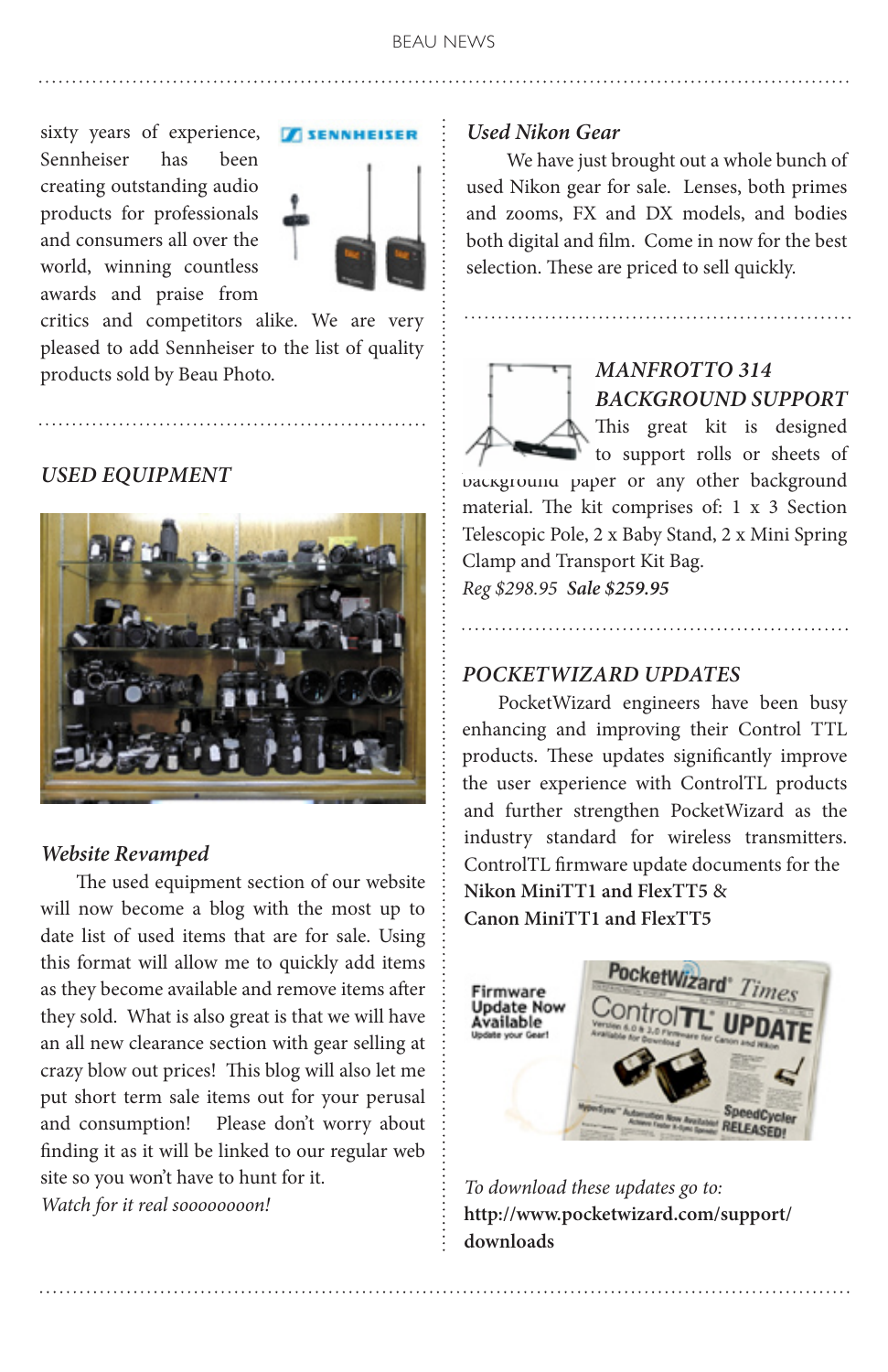sixty years of experience, Sennheiser has been creating outstanding audio products for professionals and consumers all over the world, winning countless awards and praise from critics and competitors alike. We are very pleased to add Sennheiser to the list of quality products sold by Beau Photo.

## *USED EQUIPMENT*

### *Website Revamped*

The used equipment section of our website will now become a blog with the most up to date list of used items that are for sale. Using this format will allow me to quickly add items as they become available and remove items after they sold. What is also great is that we will have an all new clearance section with gear selling at crazy blow out prices! This blog will also let me put short term sale items out for your perusal and consumption! Please don't worry about finding it as it will be linked to our regular web site so you won't have to hunt for it.

*Watch for it real soooooooon!*

### *Used Nikon Gear*

We have just brought out a whole bunch of used Nikon gear for sale. Lenses, both primes and zooms, FX and DX models, and bodies both digital and film. Come in now for the best selection. These are priced to sell quickly.

## *MANFROTTO 314 BACKGROUND SUPPORT*

This great kit is designed to support rolls or sheets of background paper or any other background material. The kit comprises of: 1 x 3 Section Telescopic Pole, 2 x Baby Stand, 2 x Mini Spring Clamp and Transport Kit Bag.

*Reg $298.95* ***Sale $259.95***

## *POCKETWIZARD UPDATES*

PocketWizard engineers have been busy enhancing and improving their Control TTL products. These updates significantly improve the user experience with ControlTL products and further strengthen PocketWizard as the industry standard for wireless transmitters. ControlTL firmware update documents for the **Nikon MiniTT1 and FlexTT5** &
**Canon MiniTT1 and FlexTT5**

*To download these updates go to:*
**http://www.pocketwizard.com/support/downloads**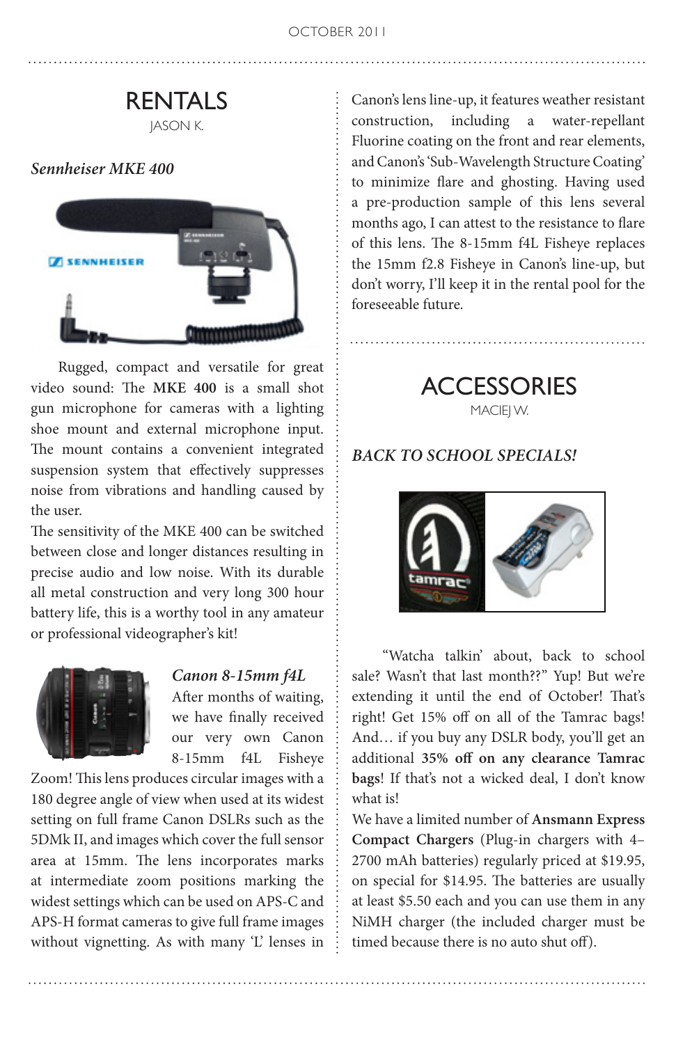## RENTALS

JASON K.

### *Sennheiser MKE 400*

Rugged, compact and versatile for great video sound: The **MKE 400** is a small shot gun microphone for cameras with a lighting shoe mount and external microphone input. The mount contains a convenient integrated suspension system that effectively suppresses noise from vibrations and handling caused by the user.

The sensitivity of the MKE 400 can be switched between close and longer distances resulting in precise audio and low noise. With its durable all metal construction and very long 300 hour battery life, this is a worthy tool in any amateur or professional videographer's kit!

### *Canon 8-15mm f4L*

After months of waiting, we have finally received our very own Canon 8-15mm f4L Fisheye Zoom! This lens produces circular images with a 180 degree angle of view when used at its widest setting on full frame Canon DSLRs such as the 5DMk II, and images which cover the full sensor area at 15mm. The lens incorporates marks at intermediate zoom positions marking the widest settings which can be used on APS-C and APS-H format cameras to give full frame images without vignetting. As with many 'L' lenses in Canon's lens line-up, it features weather resistant construction, including a water-repellant Fluorine coating on the front and rear elements, and Canon's 'Sub-Wavelength Structure Coating' to minimize flare and ghosting. Having used a pre-production sample of this lens several months ago, I can attest to the resistance to flare of this lens. The 8-15mm f4L Fisheye replaces the 15mm f2.8 Fisheye in Canon's line-up, but don't worry, I'll keep it in the rental pool for the foreseeable future.

## ACCESSORIES

MACIEJ W.

### *BACK TO SCHOOL SPECIALS!*

"Watcha talkin' about, back to school sale? Wasn't that last month??" Yup! But we're extending it until the end of October! That's right! Get 15% off on all of the Tamrac bags! And… if you buy any DSLR body, you'll get an additional **35% off on any clearance Tamrac bags**! If that's not a wicked deal, I don't know what is!

We have a limited number of **Ansmann Express Compact Chargers** (Plug-in chargers with 4–2700 mAh batteries) regularly priced at $19.95, on special for $14.95. The batteries are usually at least $5.50 each and you can use them in any NiMH charger (the included charger must be timed because there is no auto shut off).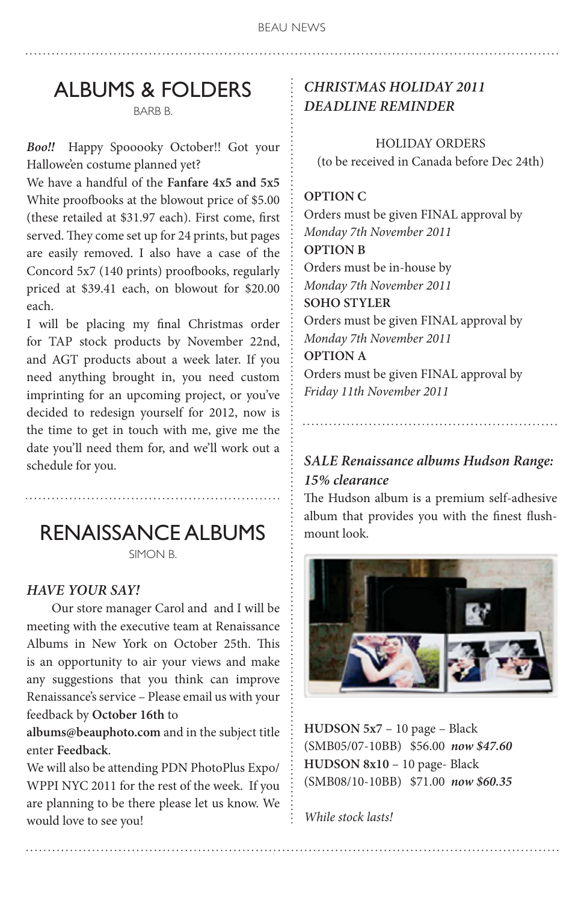# ALBUMS & FOLDERS

BARB B.

***Boo!!*** Happy Spooooky October!! Got your Hallowe'en costume planned yet?

We have a handful of the **Fanfare 4x5 and 5x5** White proofbooks at the blowout price of $5.00 (these retailed at $31.97 each). First come, first served. They come set up for 24 prints, but pages are easily removed. I also have a case of the Concord 5x7 (140 prints) proofbooks, regularly priced at $39.41 each, on blowout for $20.00 each.

I will be placing my final Christmas order for TAP stock products by November 22nd, and AGT products about a week later. If you need anything brought in, you need custom imprinting for an upcoming project, or you've decided to redesign yourself for 2012, now is the time to get in touch with me, give me the date you'll need them for, and we'll work out a schedule for you.

# RENAISSANCE ALBUMS

SIMON B.

### *HAVE YOUR SAY!*

Our store manager Carol and and I will be meeting with the executive team at Renaissance Albums in New York on October 25th. This is an opportunity to air your views and make any suggestions that you think can improve Renaissance's service – Please email us with your feedback by **October 16th** to **albums@beauphoto.com** and in the subject title enter **Feedback**.

We will also be attending PDN PhotoPlus Expo/ WPPI NYC 2011 for the rest of the week. If you are planning to be there please let us know. We would love to see you!

### *CHRISTMAS HOLIDAY 2011 DEADLINE REMINDER*

HOLIDAY ORDERS
(to be received in Canada before Dec 24th)

**OPTION C**
Orders must be given FINAL approval by
*Monday 7th November 2011*

**OPTION B**
Orders must be in-house by
*Monday 7th November 2011*

**SOHO STYLER**
Orders must be given FINAL approval by
*Monday 7th November 2011*

**OPTION A**
Orders must be given FINAL approval by
*Friday 11th November 2011*

### *SALE Renaissance albums Hudson Range: 15% clearance*

The Hudson album is a premium self-adhesive album that provides you with the finest flush-mount look.

**HUDSON 5x7** – 10 page – Black
(SMB05/07-10BB) $56.00 ***now $47.60***

**HUDSON 8x10** – 10 page- Black
(SMB08/10-10BB) $71.00 ***now $60.35***

*While stock lasts!*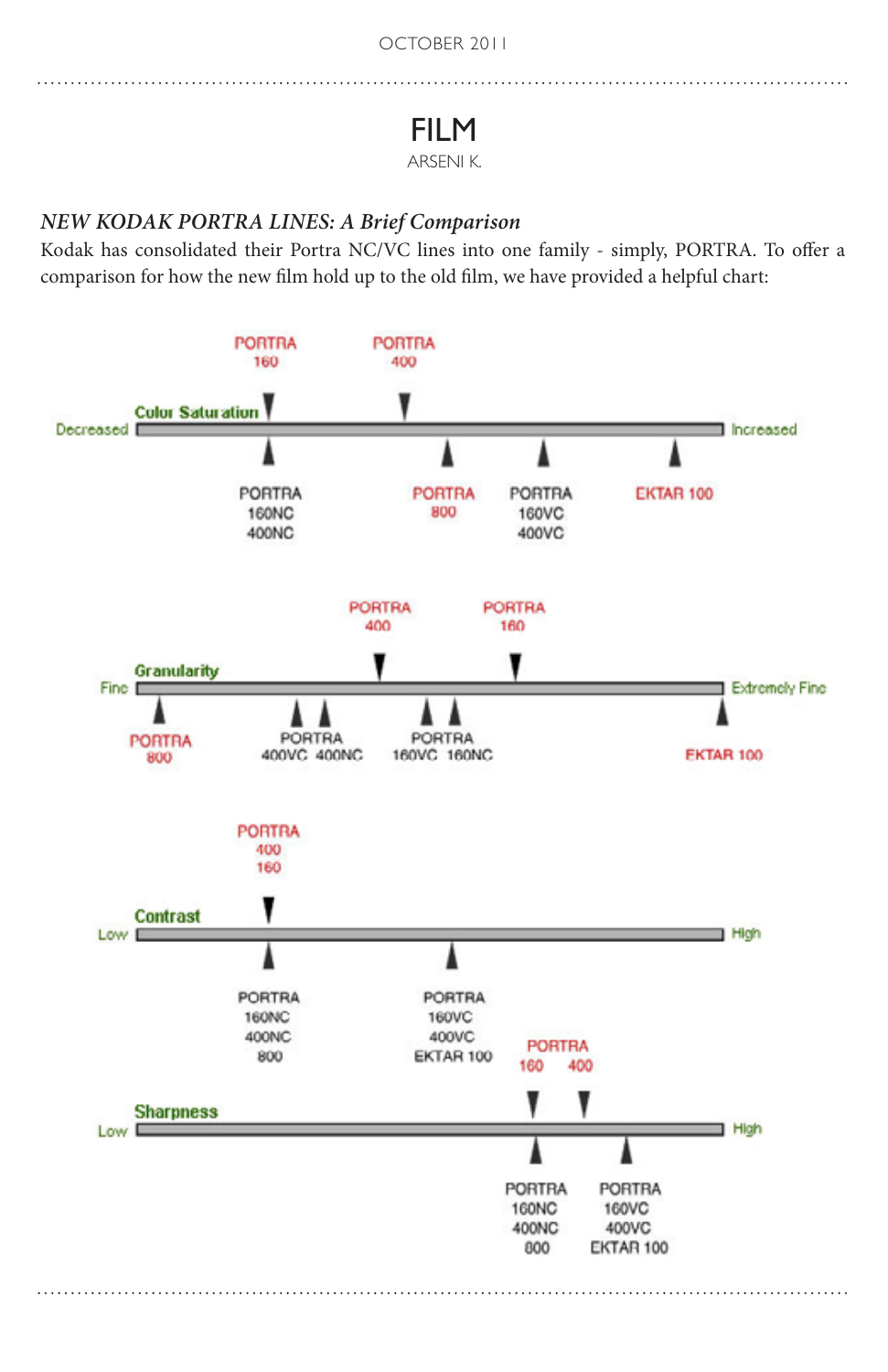# FILM

ARSENI K.

### *NEW KODAK PORTRA LINES: A Brief Comparison*

Kodak has consolidated their Portra NC/VC lines into one family - simply, PORTRA. To offer a comparison for how the new film hold up to the old film, we have provided a helpful chart:

**Color Saturation**

Decreased — Increased

- PORTRA 160
- PORTRA 400
- PORTRA 160NC 400NC
- PORTRA 800
- PORTRA 160VC 400VC
- EKTAR 100

**Granularity**

Fine — Extremely Fine

- PORTRA 400
- PORTRA 160
- PORTRA 800
- PORTRA 400VC 400NC
- PORTRA 160VC 160NC
- EKTAR 100

**Contrast**

Low — High

- PORTRA 400 160
- PORTRA 160NC 400NC 800
- PORTRA 160VC 400VC EKTAR 100

**Sharpness**

Low — High

- PORTRA 160 400
- PORTRA 160NC 400NC 800
- PORTRA 160VC 400VC EKTAR 100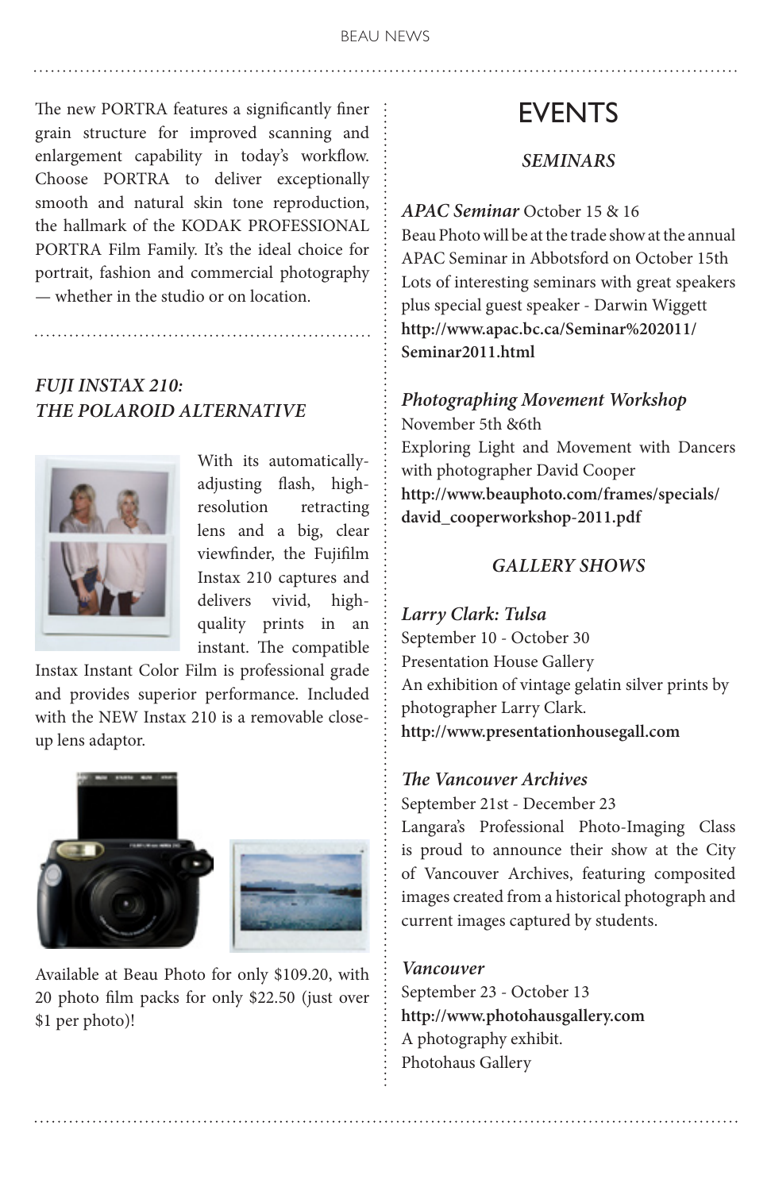The new PORTRA features a significantly finer grain structure for improved scanning and enlargement capability in today's workflow. Choose PORTRA to deliver exceptionally smooth and natural skin tone reproduction, the hallmark of the KODAK PROFESSIONAL PORTRA Film Family. It's the ideal choice for portrait, fashion and commercial photography — whether in the studio or on location.

### *FUJI INSTAX 210: THE POLAROID ALTERNATIVE*

With its automatically-adjusting flash, high-resolution retracting lens and a big, clear viewfinder, the Fujifilm Instax 210 captures and delivers vivid, high-quality prints in an instant. The compatible Instax Instant Color Film is professional grade and provides superior performance. Included with the NEW Instax 210 is a removable close-up lens adaptor.

Available at Beau Photo for only $109.20, with 20 photo film packs for only $22.50 (just over $1 per photo)!

# EVENTS

## *SEMINARS*

***APAC Seminar*** October 15 & 16
Beau Photo will be at the trade show at the annual APAC Seminar in Abbotsford on October 15th
Lots of interesting seminars with great speakers plus special guest speaker - Darwin Wiggett
**http://www.apac.bc.ca/Seminar%202011/Seminar2011.html**

***Photographing Movement Workshop***
November 5th &6th
Exploring Light and Movement with Dancers with photographer David Cooper
**http://www.beauphoto.com/frames/specials/david_cooperworkshop-2011.pdf**

## *GALLERY SHOWS*

***Larry Clark: Tulsa***
September 10 - October 30
Presentation House Gallery
An exhibition of vintage gelatin silver prints by photographer Larry Clark.
**http://www.presentationhousegall.com**

***The Vancouver Archives***
September 21st - December 23
Langara's Professional Photo-Imaging Class is proud to announce their show at the City of Vancouver Archives, featuring composited images created from a historical photograph and current images captured by students.

***Vancouver***
September 23 - October 13
**http://www.photohausgallery.com**
A photography exhibit.
Photohaus Gallery